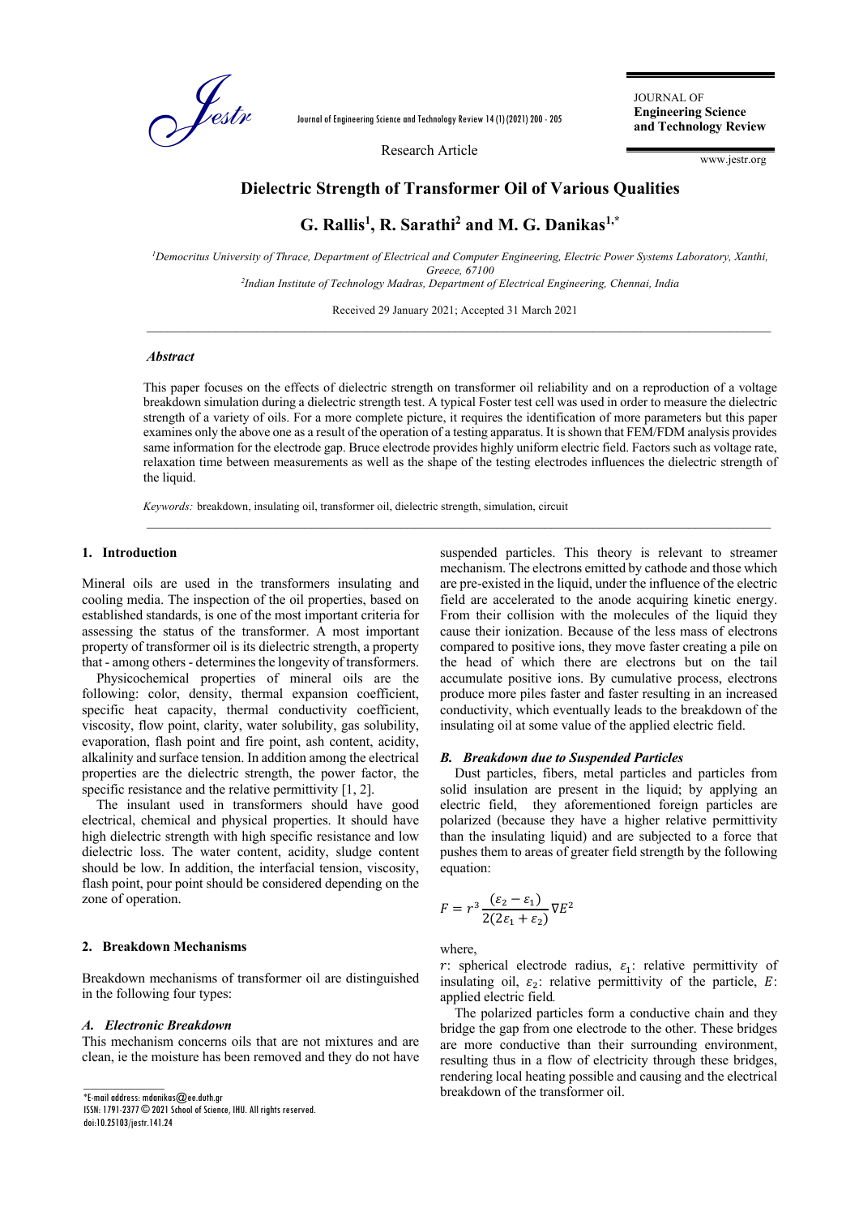Research Article

# Dielectric Strength of Transformer Oil of Various Qualities

**G. Rallis[1], R. Sarathi[2] and M. G. Danikas[1,*]**

[1]*Democritus University of Thrace, Department of Electrical and Computer Engineering, Electric Power Systems Laboratory, Xanthi, Greece, 67100*

[2]*Indian Institute of Technology Madras, Department of Electrical Engineering, Chennai, India*

Received 29 January 2021; Accepted 31 March 2021

### *Abstract*

This paper focuses on the effects of dielectric strength on transformer oil reliability and on a reproduction of a voltage breakdown simulation during a dielectric strength test. A typical Foster test cell was used in order to measure the dielectric strength of a variety of oils. For a more complete picture, it requires the identification of more parameters but this paper examines only the above one as a result of the operation of a testing apparatus. It is shown that FEM/FDM analysis provides same information for the electrode gap. Bruce electrode provides highly uniform electric field. Factors such as voltage rate, relaxation time between measurements as well as the shape of the testing electrodes influences the dielectric strength of the liquid.

*Keywords:* breakdown, insulating oil, transformer oil, dielectric strength, simulation, circuit

## 1. Introduction

Mineral oils are used in the transformers insulating and cooling media. The inspection of the oil properties, based on established standards, is one of the most important criteria for assessing the status of the transformer. A most important property of transformer oil is its dielectric strength, a property that - among others - determines the longevity of transformers.

Physicochemical properties of mineral oils are the following: color, density, thermal expansion coefficient, specific heat capacity, thermal conductivity coefficient, viscosity, flow point, clarity, water solubility, gas solubility, evaporation, flash point and fire point, ash content, acidity, alkalinity and surface tension. In addition among the electrical properties are the dielectric strength, the power factor, the specific resistance and the relative permittivity [1, 2].

The insulant used in transformers should have good electrical, chemical and physical properties. It should have high dielectric strength with high specific resistance and low dielectric loss. The water content, acidity, sludge content should be low. In addition, the interfacial tension, viscosity, flash point, pour point should be considered depending on the zone of operation.

## 2. Breakdown Mechanisms

Breakdown mechanisms of transformer oil are distinguished in the following four types:

### *A. Electronic Breakdown*

This mechanism concerns oils that are not mixtures and are clean, ie the moisture has been removed and they do not have suspended particles. This theory is relevant to streamer mechanism. The electrons emitted by cathode and those which are pre-existed in the liquid, under the influence of the electric field are accelerated to the anode acquiring kinetic energy. From their collision with the molecules of the liquid they cause their ionization. Because of the less mass of electrons compared to positive ions, they move faster creating a pile on the head of which there are electrons but on the tail accumulate positive ions. By cumulative process, electrons produce more piles faster and faster resulting in an increased conductivity, which eventually leads to the breakdown of the insulating oil at some value of the applied electric field.

### *B. Breakdown due to Suspended Particles*

Dust particles, fibers, metal particles and particles from solid insulation are present in the liquid; by applying an electric field, they aforementioned foreign particles are polarized (because they have a higher relative permittivity than the insulating liquid) and are subjected to a force that pushes them to areas of greater field strength by the following equation:

$$F = r^3 \frac{(\varepsilon_2 - \varepsilon_1)}{2(2\varepsilon_1 + \varepsilon_2)} \nabla E^2$$

where,

$r$: spherical electrode radius, $\varepsilon_1$: relative permittivity of insulating oil, $\varepsilon_2$: relative permittivity of the particle, $E$: applied electric field.

The polarized particles form a conductive chain and they bridge the gap from one electrode to the other. These bridges are more conductive than their surrounding environment, resulting thus in a flow of electricity through these bridges, rendering local heating possible and causing and the electrical breakdown of the transformer oil.

*E-mail address: mdanikas@ee.duth.gr

ISSN: 1791-2377 © 2021 School of Science, IHU. All rights reserved.

doi:10.25103/jestr.141.24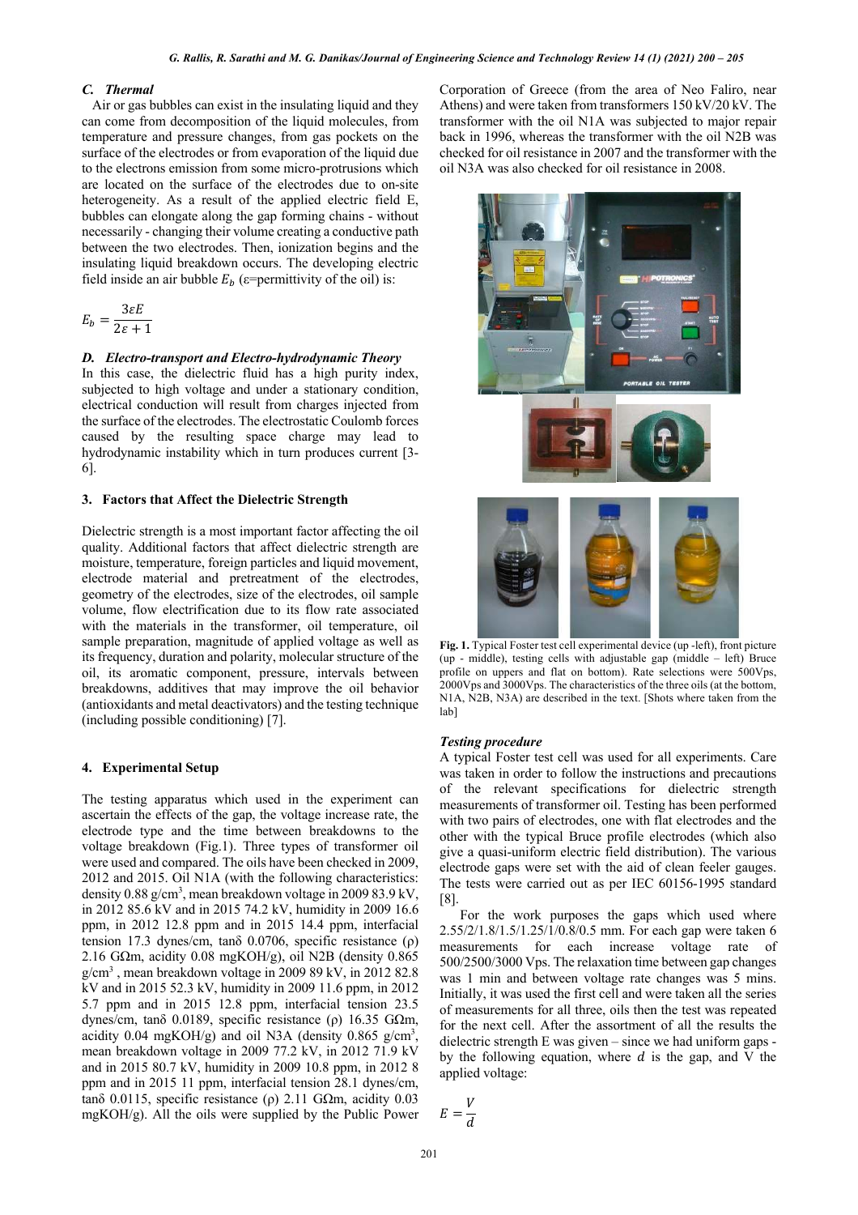### C. Thermal

Air or gas bubbles can exist in the insulating liquid and they can come from decomposition of the liquid molecules, from temperature and pressure changes, from gas pockets on the surface of the electrodes or from evaporation of the liquid due to the electrons emission from some micro-protrusions which are located on the surface of the electrodes due to on-site heterogeneity. As a result of the applied electric field E, bubbles can elongate along the gap forming chains - without necessarily - changing their volume creating a conductive path between the two electrodes. Then, ionization begins and the insulating liquid breakdown occurs. The developing electric field inside an air bubble $E_b$ (ε=permittivity of the oil) is:

$$E_b = \frac{3\varepsilon E}{2\varepsilon + 1}$$

### D. Electro-transport and Electro-hydrodynamic Theory

In this case, the dielectric fluid has a high purity index, subjected to high voltage and under a stationary condition, electrical conduction will result from charges injected from the surface of the electrodes. The electrostatic Coulomb forces caused by the resulting space charge may lead to hydrodynamic instability which in turn produces current [3-6].

## 3. Factors that Affect the Dielectric Strength

Dielectric strength is a most important factor affecting the oil quality. Additional factors that affect dielectric strength are moisture, temperature, foreign particles and liquid movement, electrode material and pretreatment of the electrodes, geometry of the electrodes, size of the electrodes, oil sample volume, flow electrification due to its flow rate associated with the materials in the transformer, oil temperature, oil sample preparation, magnitude of applied voltage as well as its frequency, duration and polarity, molecular structure of the oil, its aromatic component, pressure, intervals between breakdowns, additives that may improve the oil behavior (antioxidants and metal deactivators) and the testing technique (including possible conditioning) [7].

## 4. Experimental Setup

The testing apparatus which used in the experiment can ascertain the effects of the gap, the voltage increase rate, the electrode type and the time between breakdowns to the voltage breakdown (Fig.1). Three types of transformer oil were used and compared. The oils have been checked in 2009, 2012 and 2015. Oil N1A (with the following characteristics: density 0.88 g/cm$^3$, mean breakdown voltage in 2009 83.9 kV, in 2012 85.6 kV and in 2015 74.2 kV, humidity in 2009 16.6 ppm, in 2012 12.8 ppm and in 2015 14.4 ppm, interfacial tension 17.3 dynes/cm, tanδ 0.0706, specific resistance (ρ) 2.16 GΩm, acidity 0.08 mgKOH/g), oil N2B (density 0.865 g/cm$^3$ , mean breakdown voltage in 2009 89 kV, in 2012 82.8 kV and in 2015 52.3 kV, humidity in 2009 11.6 ppm, in 2012 5.7 ppm and in 2015 12.8 ppm, interfacial tension 23.5 dynes/cm, tanδ 0.0189, specific resistance (ρ) 16.35 GΩm, acidity 0.04 mgKOH/g) and oil N3A (density 0.865 g/cm$^3$, mean breakdown voltage in 2009 77.2 kV, in 2012 71.9 kV and in 2015 80.7 kV, humidity in 2009 10.8 ppm, in 2012 8 ppm and in 2015 11 ppm, interfacial tension 28.1 dynes/cm, tanδ 0.0115, specific resistance (ρ) 2.11 GΩm, acidity 0.03 mgKOH/g). All the oils were supplied by the Public Power Corporation of Greece (from the area of Neo Faliro, near Athens) and were taken from transformers 150 kV/20 kV. The transformer with the oil N1A was subjected to major repair back in 1996, whereas the transformer with the oil N2B was checked for oil resistance in 2007 and the transformer with the oil N3A was also checked for oil resistance in 2008.

**Fig. 1.** Typical Foster test cell experimental device (up -left), front picture (up - middle), testing cells with adjustable gap (middle – left) Bruce profile on uppers and flat on bottom). Rate selections were 500Vps, 2000Vps and 3000Vps. The characteristics of the three oils (at the bottom, N1A, N2B, N3A) are described in the text. [Shots where taken from the lab]

#### Testing procedure

A typical Foster test cell was used for all experiments. Care was taken in order to follow the instructions and precautions of the relevant specifications for dielectric strength measurements of transformer oil. Testing has been performed with two pairs of electrodes, one with flat electrodes and the other with the typical Bruce profile electrodes (which also give a quasi-uniform electric field distribution). The various electrode gaps were set with the aid of clean feeler gauges. The tests were carried out as per IEC 60156-1995 standard [8].

For the work purposes the gaps which used where 2.55/2/1.8/1.5/1.25/1/0.8/0.5 mm. For each gap were taken 6 measurements for each increase voltage rate of 500/2500/3000 Vps. The relaxation time between gap changes was 1 min and between voltage rate changes was 5 mins. Initially, it was used the first cell and were taken all the series of measurements for all three, oils then the test was repeated for the next cell. After the assortment of all the results the dielectric strength E was given – since we had uniform gaps - by the following equation, where $d$ is the gap, and V the applied voltage:

$$E = \frac{V}{d}$$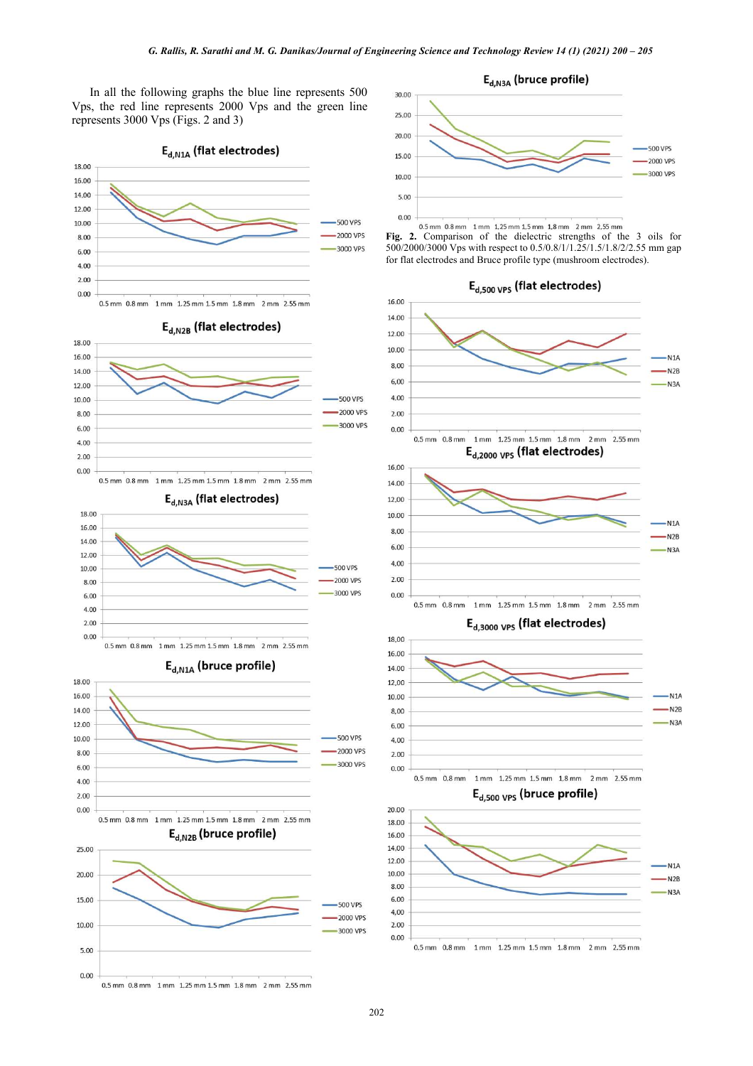In all the following graphs the blue line represents 500 Vps, the red line represents 2000 Vps and the green line represents 3000 Vps (Figs. 2 and 3)

**Fig. 2.** Comparison of the dielectric strengths of the 3 oils for 500/2000/3000 Vps with respect to 0.5/0.8/1/1.25/1.5/1.8/2/2.55 mm gap for flat electrodes and Bruce profile type (mushroom electrodes).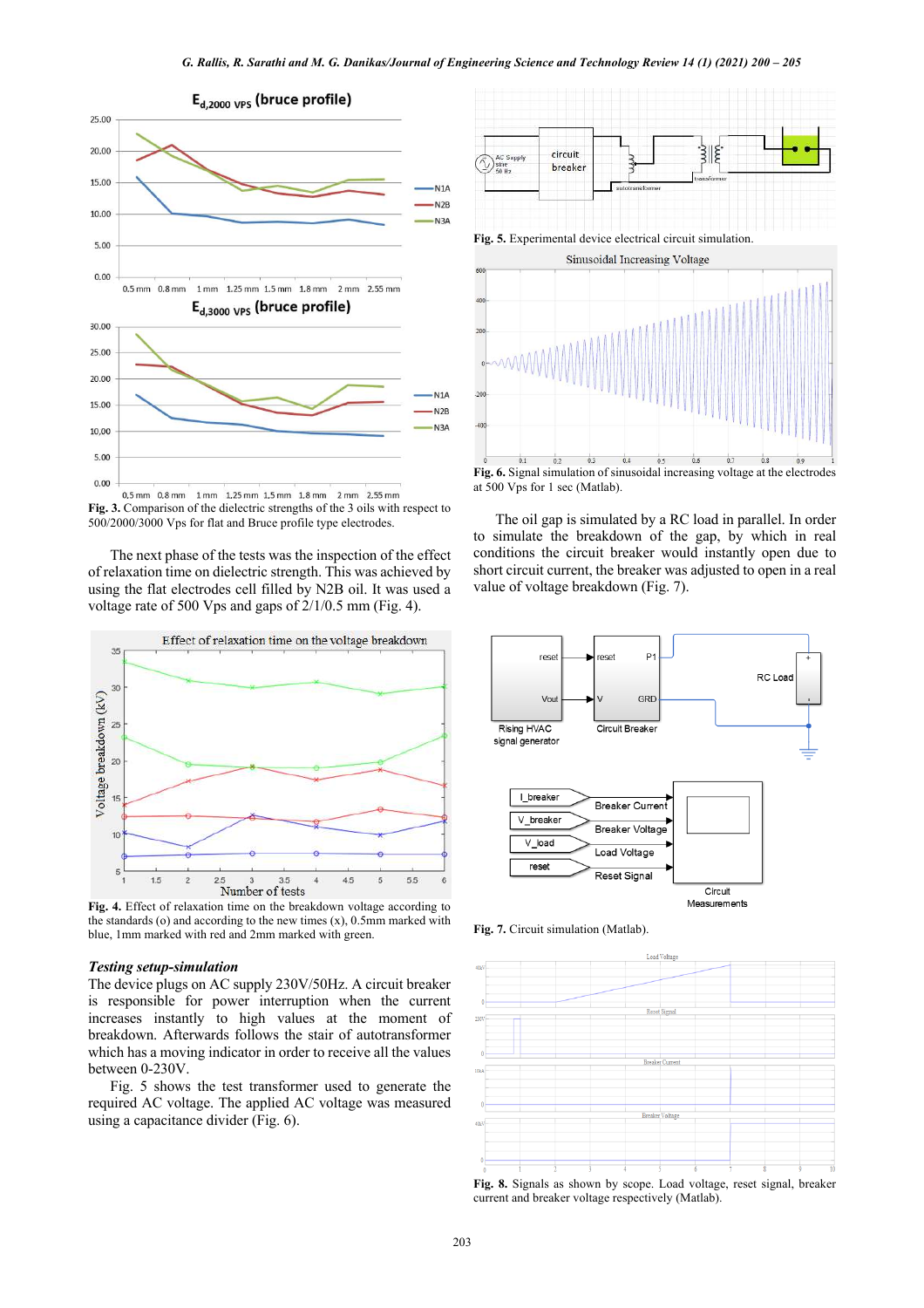Fig. 3. Comparison of the dielectric strengths of the 3 oils with respect to 500/2000/3000 Vps for flat and Bruce profile type electrodes.

The next phase of the tests was the inspection of the effect of relaxation time on dielectric strength. This was achieved by using the flat electrodes cell filled by N2B oil. It was used a voltage rate of 500 Vps and gaps of 2/1/0.5 mm (Fig. 4).

Fig. 4. Effect of relaxation time on the breakdown voltage according to the standards (o) and according to the new times (x), 0.5mm marked with blue, 1mm marked with red and 2mm marked with green.

### *Testing setup-simulation*

The device plugs on AC supply 230V/50Hz. A circuit breaker is responsible for power interruption when the current increases instantly to high values at the moment of breakdown. Afterwards follows the stair of autotransformer which has a moving indicator in order to receive all the values between 0-230V.

Fig. 5 shows the test transformer used to generate the required AC voltage. The applied AC voltage was measured using a capacitance divider (Fig. 6).

Fig. 5. Experimental device electrical circuit simulation.

Fig. 6. Signal simulation of sinusoidal increasing voltage at the electrodes at 500 Vps for 1 sec (Matlab).

The oil gap is simulated by a RC load in parallel. In order to simulate the breakdown of the gap, by which in real conditions the circuit breaker would instantly open due to short circuit current, the breaker was adjusted to open in a real value of voltage breakdown (Fig. 7).

Fig. 7. Circuit simulation (Matlab).

Fig. 8. Signals as shown by scope. Load voltage, reset signal, breaker current and breaker voltage respectively (Matlab).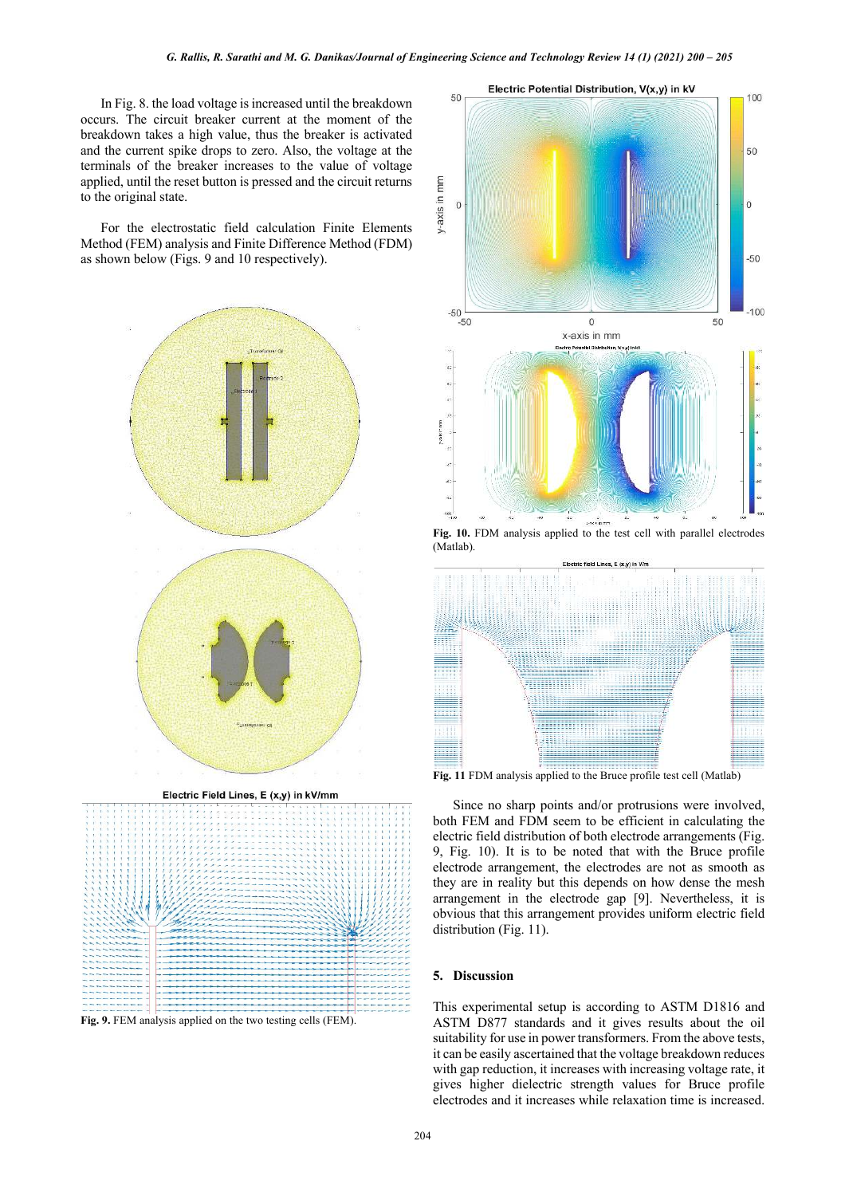In Fig. 8. the load voltage is increased until the breakdown occurs. The circuit breaker current at the moment of the breakdown takes a high value, thus the breaker is activated and the current spike drops to zero. Also, the voltage at the terminals of the breaker increases to the value of voltage applied, until the reset button is pressed and the circuit returns to the original state.

For the electrostatic field calculation Finite Elements Method (FEM) analysis and Finite Difference Method (FDM) as shown below (Figs. 9 and 10 respectively).

Fig. 9. FEM analysis applied on the two testing cells (FEM).

Fig. 10. FDM analysis applied to the test cell with parallel electrodes (Matlab).

Fig. 11 FDM analysis applied to the Bruce profile test cell (Matlab)

Since no sharp points and/or protrusions were involved, both FEM and FDM seem to be efficient in calculating the electric field distribution of both electrode arrangements (Fig. 9, Fig. 10). It is to be noted that with the Bruce profile electrode arrangement, the electrodes are not as smooth as they are in reality but this depends on how dense the mesh arrangement in the electrode gap [9]. Nevertheless, it is obvious that this arrangement provides uniform electric field distribution (Fig. 11).

## 5. Discussion

This experimental setup is according to ASTM D1816 and ASTM D877 standards and it gives results about the oil suitability for use in power transformers. From the above tests, it can be easily ascertained that the voltage breakdown reduces with gap reduction, it increases with increasing voltage rate, it gives higher dielectric strength values for Bruce profile electrodes and it increases while relaxation time is increased.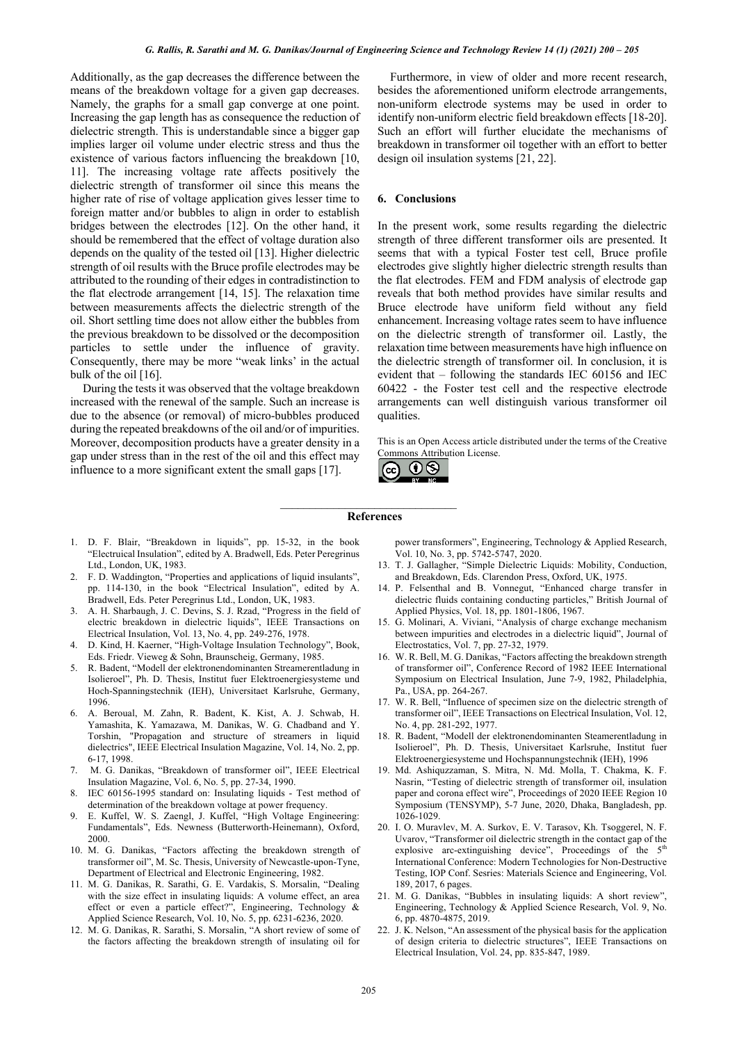Additionally, as the gap decreases the difference between the means of the breakdown voltage for a given gap decreases. Namely, the graphs for a small gap converge at one point. Increasing the gap length has as consequence the reduction of dielectric strength. This is understandable since a bigger gap implies larger oil volume under electric stress and thus the existence of various factors influencing the breakdown [10, 11]. The increasing voltage rate affects positively the dielectric strength of transformer oil since this means the higher rate of rise of voltage application gives lesser time to foreign matter and/or bubbles to align in order to establish bridges between the electrodes [12]. On the other hand, it should be remembered that the effect of voltage duration also depends on the quality of the tested oil [13]. Higher dielectric strength of oil results with the Bruce profile electrodes may be attributed to the rounding of their edges in contradistinction to the flat electrode arrangement [14, 15]. The relaxation time between measurements affects the dielectric strength of the oil. Short settling time does not allow either the bubbles from the previous breakdown to be dissolved or the decomposition particles to settle under the influence of gravity. Consequently, there may be more "weak links' in the actual bulk of the oil [16].

During the tests it was observed that the voltage breakdown increased with the renewal of the sample. Such an increase is due to the absence (or removal) of micro-bubbles produced during the repeated breakdowns of the oil and/or of impurities. Moreover, decomposition products have a greater density in a gap under stress than in the rest of the oil and this effect may influence to a more significant extent the small gaps [17].

Furthermore, in view of older and more recent research, besides the aforementioned uniform electrode arrangements, non-uniform electrode systems may be used in order to identify non-uniform electric field breakdown effects [18-20]. Such an effort will further elucidate the mechanisms of breakdown in transformer oil together with an effort to better design oil insulation systems [21, 22].

## 6. Conclusions

In the present work, some results regarding the dielectric strength of three different transformer oils are presented. It seems that with a typical Foster test cell, Bruce profile electrodes give slightly higher dielectric strength results than the flat electrodes. FEM and FDM analysis of electrode gap reveals that both method provides have similar results and Bruce electrode have uniform field without any field enhancement. Increasing voltage rates seem to have influence on the dielectric strength of transformer oil. Lastly, the relaxation time between measurements have high influence on the dielectric strength of transformer oil. In conclusion, it is evident that – following the standards IEC 60156 and IEC 60422 - the Foster test cell and the respective electrode arrangements can well distinguish various transformer oil qualities.

This is an Open Access article distributed under the terms of the Creative Commons Attribution License.

## References

1. D. F. Blair, "Breakdown in liquids", pp. 15-32, in the book "Electruical Insulation", edited by A. Bradwell, Eds. Peter Peregrinus Ltd., London, UK, 1983.
2. F. D. Waddington, "Properties and applications of liquid insulants", pp. 114-130, in the book "Electrical Insulation", edited by A. Bradwell, Eds. Peter Peregrinus Ltd., London, UK, 1983.
3. A. H. Sharbaugh, J. C. Devins, S. J. Rzad, "Progress in the field of electric breakdown in dielectric liquids", IEEE Transactions on Electrical Insulation, Vol. 13, No. 4, pp. 249-276, 1978.
4. D. Kind, H. Kaerner, "High-Voltage Insulation Technology", Book, Eds. Friedr. Vieweg & Sohn, Braunscheig, Germany, 1985.
5. R. Badent, "Modell der elektronendominanten Streamerentladung in Isolieroel", Ph. D. Thesis, Institut fuer Elektroenergiesysteme und Hoch-Spanningstechnik (IEH), Universitaet Karlsruhe, Germany, 1996.
6. A. Beroual, M. Zahn, R. Badent, K. Kist, A. J. Schwab, H. Yamashita, K. Yamazawa, M. Danikas, W. G. Chadband and Y. Torshin, "Propagation and structure of streamers in liquid dielectrics", IEEE Electrical Insulation Magazine, Vol. 14, No. 2, pp. 6-17, 1998.
7. M. G. Danikas, "Breakdown of transformer oil", IEEE Electrical Insulation Magazine, Vol. 6, No. 5, pp. 27-34, 1990.
8. IEC 60156-1995 standard on: Insulating liquids - Test method of determination of the breakdown voltage at power frequency.
9. E. Kuffel, W. S. Zaengl, J. Kuffel, "High Voltage Engineering: Fundamentals", Eds. Newness (Butterworth-Heinemann), Oxford, 2000.
10. M. G. Danikas, "Factors affecting the breakdown strength of transformer oil", M. Sc. Thesis, University of Newcastle-upon-Tyne, Department of Electrical and Electronic Engineering, 1982.
11. M. G. Danikas, R. Sarathi, G. E. Vardakis, S. Morsalin, "Dealing with the size effect in insulating liquids: A volume effect, an area effect or even a particle effect?", Engineering, Technology & Applied Science Research, Vol. 10, No. 5, pp. 6231-6236, 2020.
12. M. G. Danikas, R. Sarathi, S. Morsalin, "A short review of some of the factors affecting the breakdown strength of insulating oil for power transformers", Engineering, Technology & Applied Research, Vol. 10, No. 3, pp. 5742-5747, 2020.
13. T. J. Gallagher, "Simple Dielectric Liquids: Mobility, Conduction, and Breakdown, Eds. Clarendon Press, Oxford, UK, 1975.
14. P. Felsenthal and B. Vonnegut, "Enhanced charge transfer in dielectric fluids containing conducting particles," British Journal of Applied Physics, Vol. 18, pp. 1801-1806, 1967.
15. G. Molinari, A. Viviani, "Analysis of charge exchange mechanism between impurities and electrodes in a dielectric liquid", Journal of Electrostatics, Vol. 7, pp. 27-32, 1979.
16. W. R. Bell, M. G. Danikas, "Factors affecting the breakdown strength of transformer oil", Conference Record of 1982 IEEE International Symposium on Electrical Insulation, June 7-9, 1982, Philadelphia, Pa., USA, pp. 264-267.
17. W. R. Bell, "Influence of specimen size on the dielectric strength of transformer oil", IEEE Transactions on Electrical Insulation, Vol. 12, No. 4, pp. 281-292, 1977.
18. R. Badent, "Modell der elektronendominanten Steamerentladung in Isolieroel", Ph. D. Thesis, Universitaet Karlsruhe, Institut fuer Elektroenergiesysteme und Hochspannungstechnik (IEH), 1996
19. Md. Ashiquzzaman, S. Mitra, N. Md. Molla, T. Chakma, K. F. Nasrin, "Testing of dielectric strength of transformer oil, insulation paper and corona effect wire", Proceedings of 2020 IEEE Region 10 Symposium (TENSYMP), 5-7 June, 2020, Dhaka, Bangladesh, pp. 1026-1029.
20. I. O. Muravlev, M. A. Surkov, E. V. Tarasov, Kh. Tsoggerel, N. F. Uvarov, "Transformer oil dielectric strength in the contact gap of the explosive arc-extinguishing device", Proceedings of the 5th International Conference: Modern Technologies for Non-Destructive Testing, IOP Conf. Sesries: Materials Science and Engineering, Vol. 189, 2017, 6 pages.
21. M. G. Danikas, "Bubbles in insulating liquids: A short review", Engineering, Technology & Applied Science Research, Vol. 9, No. 6, pp. 4870-4875, 2019.
22. J. K. Nelson, "An assessment of the physical basis for the application of design criteria to dielectric structures", IEEE Transactions on Electrical Insulation, Vol. 24, pp. 835-847, 1989.